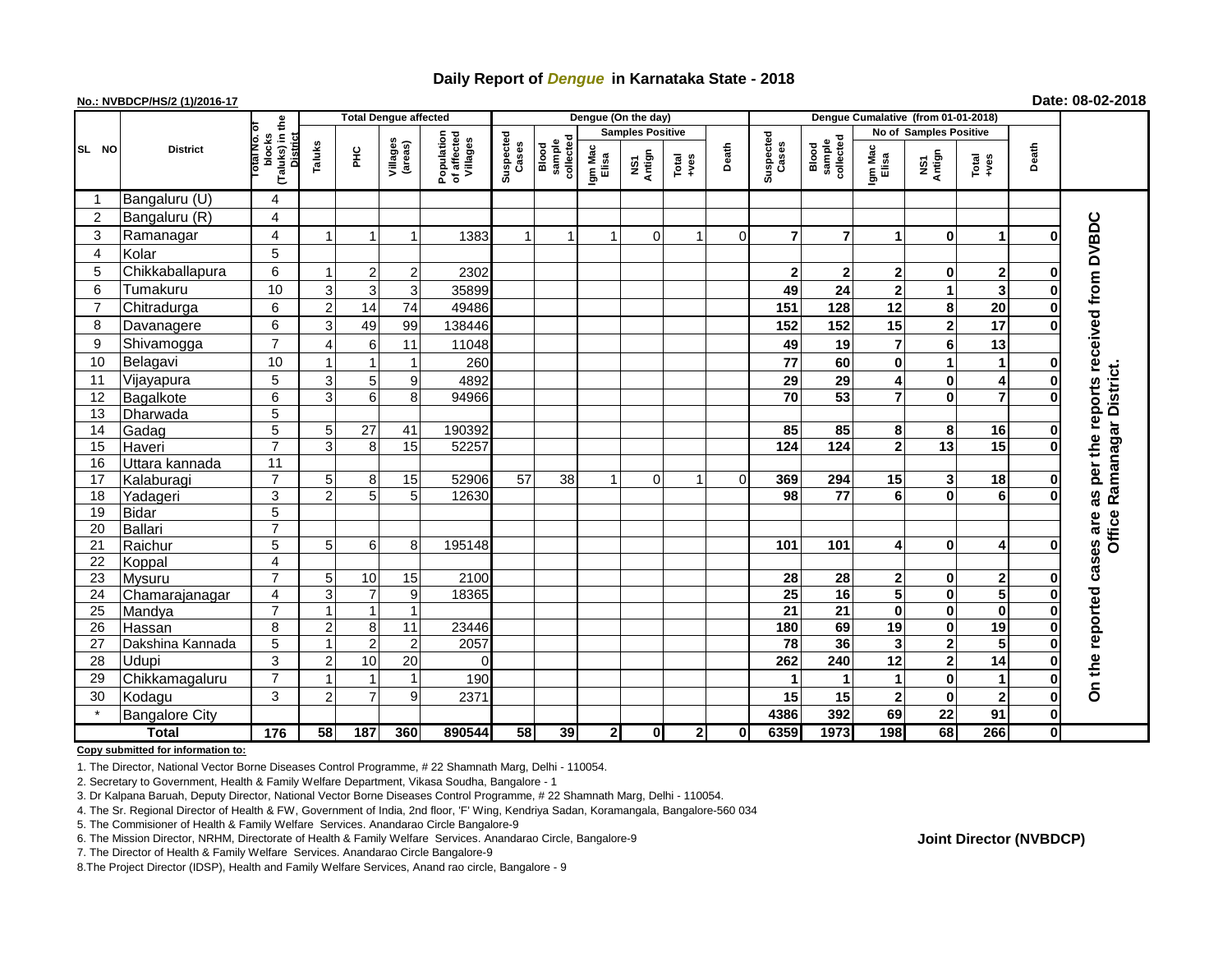# Daily Report of *Dengue* in Karnataka State - 2018

**No.: NVBDCP/HS/2 (1)/2016-17**

**Date: 08-02-2018**

| SL NO | District | Total No. of blocks (Taluks) in the District | Total Dengue affected | | | | Dengue (On the day) | | | | | | Dengue Cumalative (from 01-01-2018) | | | | | | |
|---|---|---|---|---|---|---|---|---|---|---|---|---|---|---|---|---|---|---|---|
| | | | Taluks | PHC | Villages (areas) | Population of affected Villages | Suspected Cases | Blood sample collected | Samples Positive | | | Death | Suspected Cases | Blood sample collected | No of Samples Positive | | | Death | |
| | | | | | | | | | Igm Mac Elisa | NS1 Antign | Total +ves | | | | Igm Mac Elisa | NS1 Antign | Total +ves | | |
| 1 | Bangaluru (U) | 4 | | | | | | | | | | | | | | | | | On the reported cases are as per the reports received from DVBDC Office Ramanagar District. |
| 2 | Bangaluru (R) | 4 | | | | | | | | | | | | | | | | | |
| 3 | Ramanagar | 4 | 1 | 1 | 1 | 1383 | 1 | 1 | 1 | 0 | 1 | 0 | 7 | 7 | 1 | 0 | 1 | 0 | |
| 4 | Kolar | 5 | | | | | | | | | | | | | | | | | |
| 5 | Chikkaballapura | 6 | 1 | 2 | 2 | 2302 | | | | | | | 2 | 2 | 2 | 0 | 2 | 0 | |
| 6 | Tumakuru | 10 | 3 | 3 | 3 | 35899 | | | | | | | 49 | 24 | 2 | 1 | 3 | 0 | |
| 7 | Chitradurga | 6 | 2 | 14 | 74 | 49486 | | | | | | | 151 | 128 | 12 | 8 | 20 | 0 | |
| 8 | Davanagere | 6 | 3 | 49 | 99 | 138446 | | | | | | | 152 | 152 | 15 | 2 | 17 | 0 | |
| 9 | Shivamogga | 7 | 4 | 6 | 11 | 11048 | | | | | | | 49 | 19 | 7 | 6 | 13 | | |
| 10 | Belagavi | 10 | 1 | 1 | 1 | 260 | | | | | | | 77 | 60 | 0 | 1 | 1 | 0 | |
| 11 | Vijayapura | 5 | 3 | 5 | 9 | 4892 | | | | | | | 29 | 29 | 4 | 0 | 4 | 0 | |
| 12 | Bagalkote | 6 | 3 | 6 | 8 | 94966 | | | | | | | 70 | 53 | 7 | 0 | 7 | 0 | |
| 13 | Dharwada | 5 | | | | | | | | | | | | | | | | | |
| 14 | Gadag | 5 | 5 | 27 | 41 | 190392 | | | | | | | 85 | 85 | 8 | 8 | 16 | 0 | |
| 15 | Haveri | 7 | 3 | 8 | 15 | 52257 | | | | | | | 124 | 124 | 2 | 13 | 15 | 0 | |
| 16 | Uttara kannada | 11 | | | | | | | | | | | | | | | | | |
| 17 | Kalaburagi | 7 | 5 | 8 | 15 | 52906 | 57 | 38 | 1 | 0 | 1 | 0 | 369 | 294 | 15 | 3 | 18 | 0 | |
| 18 | Yadageri | 3 | 2 | 5 | 5 | 12630 | | | | | | | 98 | 77 | 6 | 0 | 6 | 0 | |
| 19 | Bidar | 5 | | | | | | | | | | | | | | | | | |
| 20 | Ballari | 7 | | | | | | | | | | | | | | | | | |
| 21 | Raichur | 5 | 5 | 6 | 8 | 195148 | | | | | | | 101 | 101 | 4 | 0 | 4 | 0 | |
| 22 | Koppal | 4 | | | | | | | | | | | | | | | | | |
| 23 | Mysuru | 7 | 5 | 10 | 15 | 2100 | | | | | | | 28 | 28 | 2 | 0 | 2 | 0 | |
| 24 | Chamarajanagar | 4 | 3 | 7 | 9 | 18365 | | | | | | | 25 | 16 | 5 | 0 | 5 | 0 | |
| 25 | Mandya | 7 | 1 | 1 | 1 | | | | | | | | 21 | 21 | 0 | 0 | 0 | 0 | |
| 26 | Hassan | 8 | 2 | 8 | 11 | 23446 | | | | | | | 180 | 69 | 19 | 0 | 19 | 0 | |
| 27 | Dakshina Kannada | 5 | 1 | 2 | 2 | 2057 | | | | | | | 78 | 36 | 3 | 2 | 5 | 0 | |
| 28 | Udupi | 3 | 2 | 10 | 20 | 0 | | | | | | | 262 | 240 | 12 | 2 | 14 | 0 | |
| 29 | Chikkamagaluru | 7 | 1 | 1 | 1 | 190 | | | | | | | 1 | 1 | 1 | 0 | 1 | 0 | |
| 30 | Kodagu | 3 | 2 | 7 | 9 | 2371 | | | | | | | 15 | 15 | 2 | 0 | 2 | 0 | |
| * | Bangalore City | | | | | | | | | | | | 4386 | 392 | 69 | 22 | 91 | 0 | |
| **Total** | | **176** | **58** | **187** | **360** | **890544** | **58** | **39** | **2** | **0** | **2** | **0** | **6359** | **1973** | **198** | **68** | **266** | **0** | |

**Copy submitted for information to:**

1. The Director, National Vector Borne Diseases Control Programme, # 22 Shamnath Marg, Delhi - 110054.
2. Secretary to Government, Health & Family Welfare Department, Vikasa Soudha, Bangalore - 1
3. Dr Kalpana Baruah, Deputy Director, National Vector Borne Diseases Control Programme, # 22 Shamnath Marg, Delhi - 110054.
4. The Sr. Regional Director of Health & FW, Government of India, 2nd floor, 'F' Wing, Kendriya Sadan, Koramangala, Bangalore-560 034
5. The Commisioner of Health & Family Welfare Services. Anandarao Circle Bangalore-9
6. The Mission Director, NRHM, Directorate of Health & Family Welfare Services. Anandarao Circle, Bangalore-9
7. The Director of Health & Family Welfare Services. Anandarao Circle Bangalore-9
8. The Project Director (IDSP), Health and Family Welfare Services, Anand rao circle, Bangalore - 9

**Joint Director (NVBDCP)**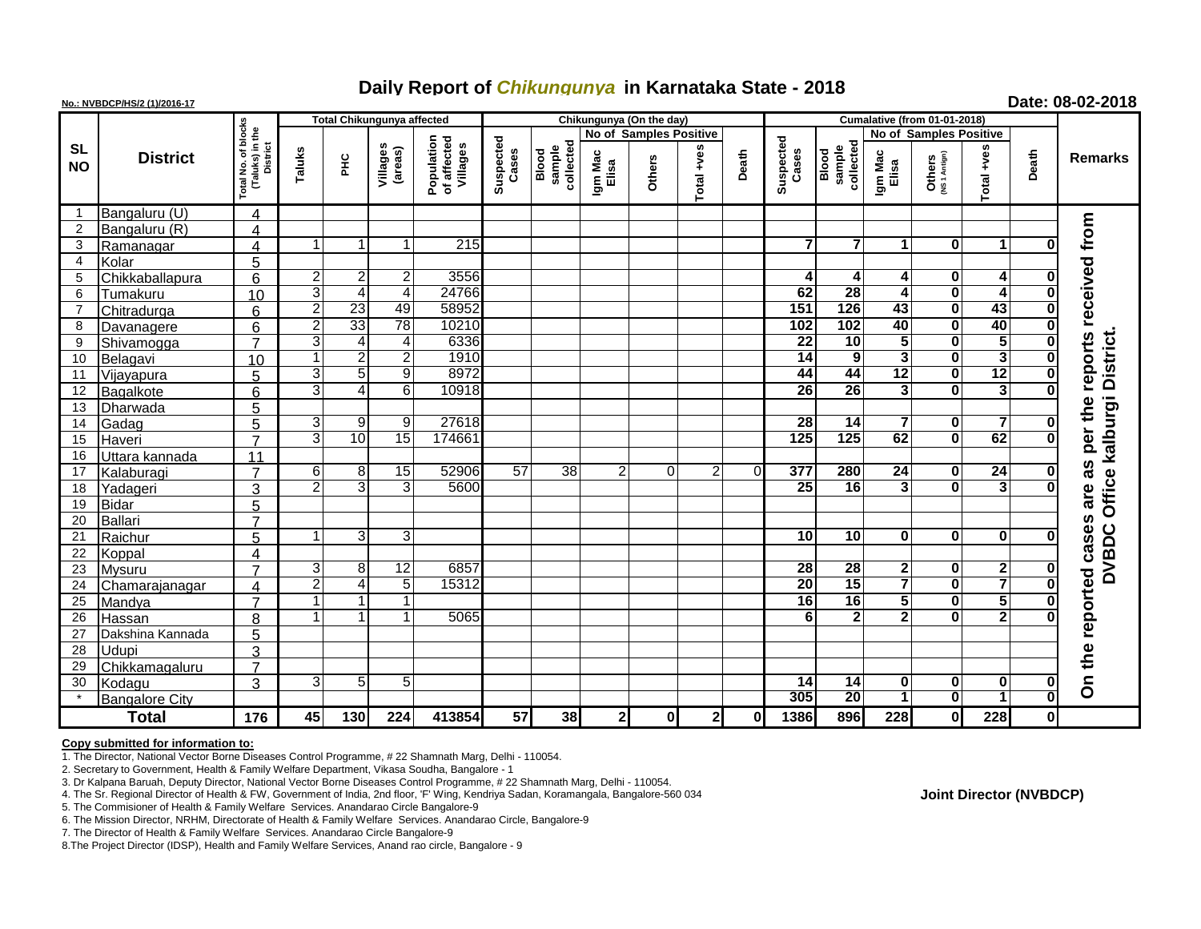# Daily Report of *Chikungunya* in Karnataka State - 2018

**No.: NVBDCP/HS/2 (1)/2016-17**

**Date: 08-02-2018**

| SL NO | District | Total No. of blocks (Taluks) in the District | Total Chikungunya affected | | | | Chikungunya (On the day) | | | | | | Cumalative (from 01-01-2018) | | | | | | Remarks |
|---|---|---|---|---|---|---|---|---|---|---|---|---|---|---|---|---|---|---|---|
| | | | Taluks | PHC | Villages (areas) | Population of affected Villages | Suspected Cases | Blood sample collected | No of Samples Positive | | | Death | Suspected Cases | Blood sample collected | No of Samples Positive | | | Death | |
| | | | | | | | | | Igm Mac Elisa | Others | Total +ves | | | | Igm Mac Elisa | Others (NS1 Antign) | Total +ves | | |
| 1 | Bangaluru (U) | 4 | | | | | | | | | | | | | | | | | On the reported cases are as per the reports received from DVBDC Office kalburgi District. |
| 2 | Bangaluru (R) | 4 | | | | | | | | | | | | | | | | | |
| 3 | Ramanagar | 4 | 1 | 1 | 1 | 215 | | | | | | | 7 | 7 | 1 | 0 | 1 | 0 | |
| 4 | Kolar | 5 | | | | | | | | | | | | | | | | | |
| 5 | Chikkaballapura | 6 | 2 | 2 | 2 | 3556 | | | | | | | 4 | 4 | 4 | 0 | 4 | 0 | |
| 6 | Tumakuru | 10 | 3 | 4 | 4 | 24766 | | | | | | | 62 | 28 | 4 | 0 | 4 | 0 | |
| 7 | Chitradurga | 6 | 2 | 23 | 49 | 58952 | | | | | | | 151 | 126 | 43 | 0 | 43 | 0 | |
| 8 | Davanagere | 6 | 2 | 33 | 78 | 10210 | | | | | | | 102 | 102 | 40 | 0 | 40 | 0 | |
| 9 | Shivamogga | 7 | 3 | 4 | 4 | 6336 | | | | | | | 22 | 10 | 5 | 0 | 5 | 0 | |
| 10 | Belagavi | 10 | 1 | 2 | 2 | 1910 | | | | | | | 14 | 9 | 3 | 0 | 3 | 0 | |
| 11 | Vijayapura | 5 | 3 | 5 | 9 | 8972 | | | | | | | 44 | 44 | 12 | 0 | 12 | 0 | |
| 12 | Bagalkote | 6 | 3 | 4 | 6 | 10918 | | | | | | | 26 | 26 | 3 | 0 | 3 | 0 | |
| 13 | Dharwada | 5 | | | | | | | | | | | | | | | | | |
| 14 | Gadag | 5 | 3 | 9 | 9 | 27618 | | | | | | | 28 | 14 | 7 | 0 | 7 | 0 | |
| 15 | Haveri | 7 | 3 | 10 | 15 | 174661 | | | | | | | 125 | 125 | 62 | 0 | 62 | 0 | |
| 16 | Uttara kannada | 11 | | | | | | | | | | | | | | | | | |
| 17 | Kalaburagi | 7 | 6 | 8 | 15 | 52906 | 57 | 38 | 2 | 0 | 2 | 0 | 377 | 280 | 24 | 0 | 24 | 0 | |
| 18 | Yadageri | 3 | 2 | 3 | 3 | 5600 | | | | | | | 25 | 16 | 3 | 0 | 3 | 0 | |
| 19 | Bidar | 5 | | | | | | | | | | | | | | | | | |
| 20 | Ballari | 7 | | | | | | | | | | | | | | | | | |
| 21 | Raichur | 5 | 1 | 3 | 3 | | | | | | | | 10 | 10 | 0 | 0 | 0 | 0 | |
| 22 | Koppal | 4 | | | | | | | | | | | | | | | | | |
| 23 | Mysuru | 7 | 3 | 8 | 12 | 6857 | | | | | | | 28 | 28 | 2 | 0 | 2 | 0 | |
| 24 | Chamarajanagar | 4 | 2 | 4 | 5 | 15312 | | | | | | | 20 | 15 | 7 | 0 | 7 | 0 | |
| 25 | Mandya | 7 | 1 | 1 | 1 | | | | | | | | 16 | 16 | 5 | 0 | 5 | 0 | |
| 26 | Hassan | 8 | 1 | 1 | 1 | 5065 | | | | | | | 6 | 2 | 2 | 0 | 2 | 0 | |
| 27 | Dakshina Kannada | 5 | | | | | | | | | | | | | | | | | |
| 28 | Udupi | 3 | | | | | | | | | | | | | | | | | |
| 29 | Chikkamagaluru | 7 | | | | | | | | | | | | | | | | | |
| 30 | Kodagu | 3 | 3 | 5 | 5 | | | | | | | | 14 | 14 | 0 | 0 | 0 | 0 | |
| * | Bangalore City | | | | | | | | | | | | 305 | 20 | 1 | 0 | 1 | 0 | |
| **Total** | | **176** | **45** | **130** | **224** | **413854** | **57** | **38** | **2** | **0** | **2** | **0** | **1386** | **896** | **228** | **0** | **228** | **0** | |

**Copy submitted for information to:**

1. The Director, National Vector Borne Diseases Control Programme, # 22 Shamnath Marg, Delhi - 110054.
2. Secretary to Government, Health & Family Welfare Department, Vikasa Soudha, Bangalore - 1
3. Dr Kalpana Baruah, Deputy Director, National Vector Borne Diseases Control Programme, # 22 Shamnath Marg, Delhi - 110054.
4. The Sr. Regional Director of Health & FW, Government of India, 2nd floor, 'F' Wing, Kendriya Sadan, Koramangala, Bangalore-560 034
5. The Commisioner of Health & Family Welfare Services. Anandarao Circle Bangalore-9
6. The Mission Director, NRHM, Directorate of Health & Family Welfare Services. Anandarao Circle, Bangalore-9
7. The Director of Health & Family Welfare Services. Anandarao Circle Bangalore-9
8.The Project Director (IDSP), Health and Family Welfare Services, Anand rao circle, Bangalore - 9

**Joint Director (NVBDCP)**